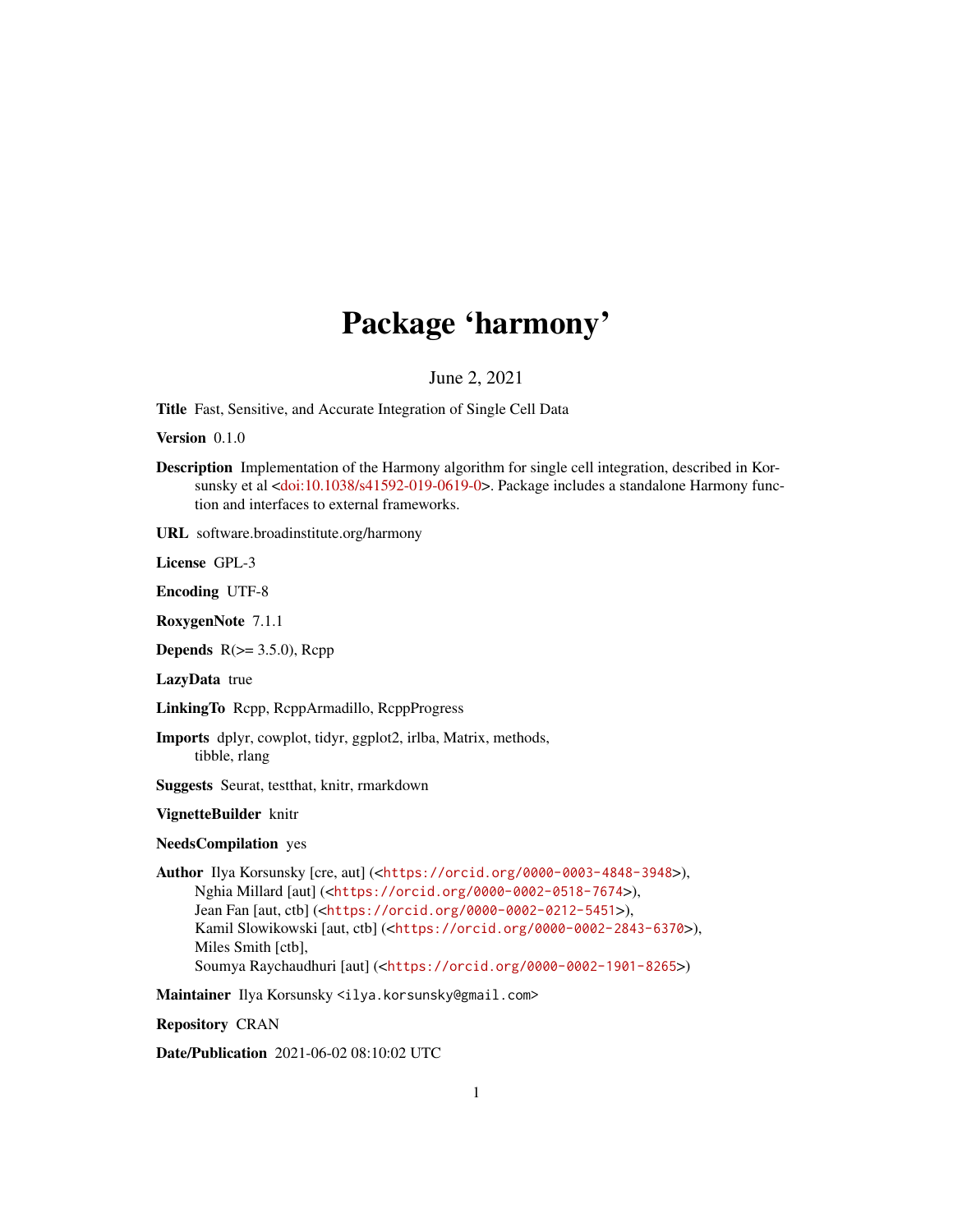# Package 'harmony'

June 2, 2021

**Title** Fast, Sensitive, and Accurate Integration of Single Cell Data

**Version** 0.1.0

**Description** Implementation of the Harmony algorithm for single cell integration, described in Korsunsky et al <doi:10.1038/s41592-019-0619-0>. Package includes a standalone Harmony function and interfaces to external frameworks.

**URL** software.broadinstitute.org/harmony

**License** GPL-3

**Encoding** UTF-8

**RoxygenNote** 7.1.1

**Depends** R(>= 3.5.0), Rcpp

**LazyData** true

**LinkingTo** Rcpp, RcppArmadillo, RcppProgress

**Imports** dplyr, cowplot, tidyr, ggplot2, irlba, Matrix, methods, tibble, rlang

**Suggests** Seurat, testthat, knitr, rmarkdown

**VignetteBuilder** knitr

**NeedsCompilation** yes

**Author** Ilya Korsunsky [cre, aut] (<https://orcid.org/0000-0003-4848-3948>),
Nghia Millard [aut] (<https://orcid.org/0000-0002-0518-7674>),
Jean Fan [aut, ctb] (<https://orcid.org/0000-0002-0212-5451>),
Kamil Slowikowski [aut, ctb] (<https://orcid.org/0000-0002-2843-6370>),
Miles Smith [ctb],
Soumya Raychaudhuri [aut] (<https://orcid.org/0000-0002-1901-8265>)

**Maintainer** Ilya Korsunsky <ilya.korsunsky@gmail.com>

**Repository** CRAN

**Date/Publication** 2021-06-02 08:10:02 UTC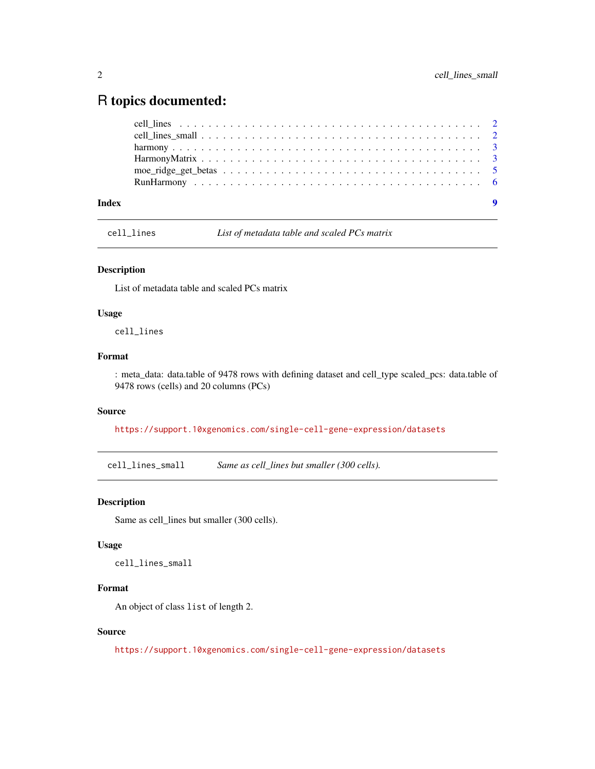# R topics documented:

cell_lines . . . . . . . . . . . . . . . . . . . . . . . . . . . . . . . . . . . . . . . . 2
cell_lines_small . . . . . . . . . . . . . . . . . . . . . . . . . . . . . . . . . . . . . 2
harmony . . . . . . . . . . . . . . . . . . . . . . . . . . . . . . . . . . . . . . . . . 3
HarmonyMatrix . . . . . . . . . . . . . . . . . . . . . . . . . . . . . . . . . . . . . 3
moe_ridge_get_betas . . . . . . . . . . . . . . . . . . . . . . . . . . . . . . . . . . 5
RunHarmony . . . . . . . . . . . . . . . . . . . . . . . . . . . . . . . . . . . . . . 6

**Index** **9**

---

## cell_lines — *List of metadata table and scaled PCs matrix*

### Description

List of metadata table and scaled PCs matrix

### Usage

```
cell_lines
```

### Format

: meta_data: data.table of 9478 rows with defining dataset and cell_type scaled_pcs: data.table of 9478 rows (cells) and 20 columns (PCs)

### Source

https://support.10xgenomics.com/single-cell-gene-expression/datasets

---

## cell_lines_small — *Same as cell_lines but smaller (300 cells).*

### Description

Same as cell_lines but smaller (300 cells).

### Usage

```
cell_lines_small
```

### Format

An object of class `list` of length 2.

### Source

https://support.10xgenomics.com/single-cell-gene-expression/datasets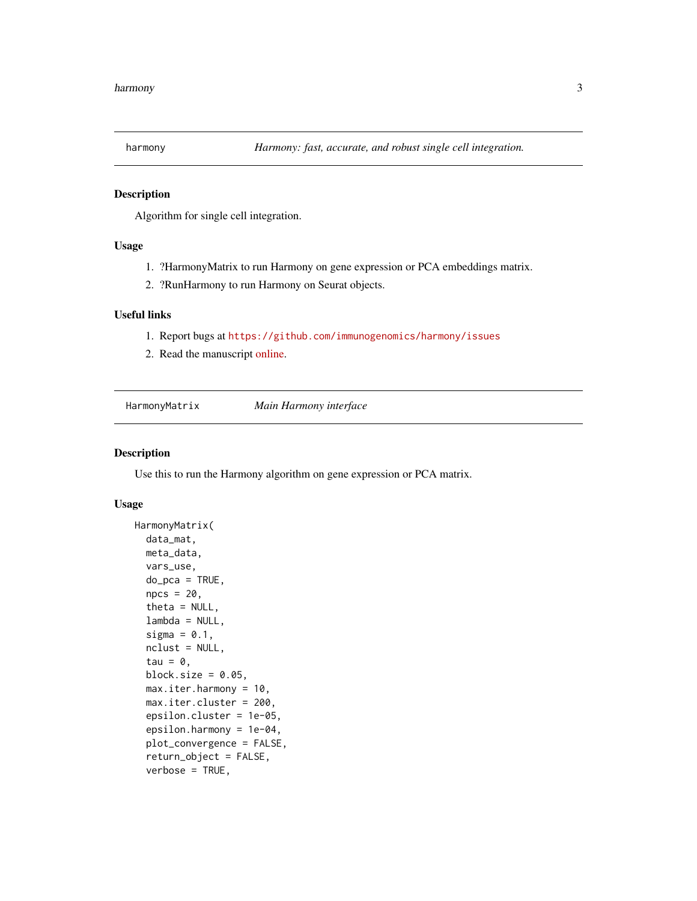## harmony — *Harmony: fast, accurate, and robust single cell integration.*

### Description

Algorithm for single cell integration.

### Usage

1. ?HarmonyMatrix to run Harmony on gene expression or PCA embeddings matrix.
2. ?RunHarmony to run Harmony on Seurat objects.

### Useful links

1. Report bugs at https://github.com/immunogenomics/harmony/issues
2. Read the manuscript online.

## HarmonyMatrix — *Main Harmony interface*

### Description

Use this to run the Harmony algorithm on gene expression or PCA matrix.

### Usage

```
HarmonyMatrix(
  data_mat,
  meta_data,
  vars_use,
  do_pca = TRUE,
  npcs = 20,
  theta = NULL,
  lambda = NULL,
  sigma = 0.1,
  nclust = NULL,
  tau = 0,
  block.size = 0.05,
  max.iter.harmony = 10,
  max.iter.cluster = 200,
  epsilon.cluster = 1e-05,
  epsilon.harmony = 1e-04,
  plot_convergence = FALSE,
  return_object = FALSE,
  verbose = TRUE,
```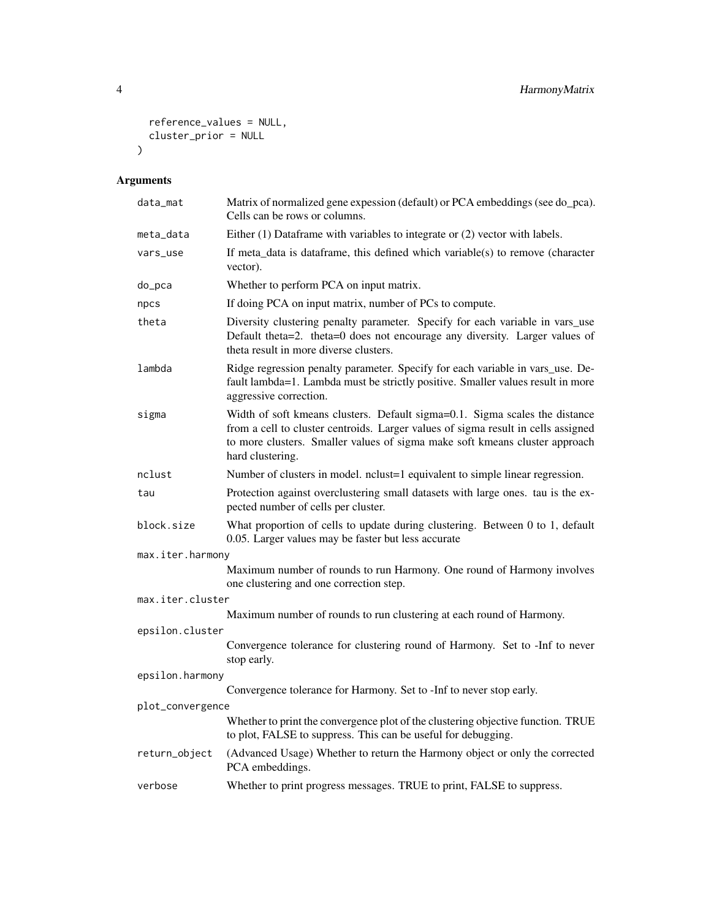```
  reference_values = NULL,
  cluster_prior = NULL
)
```

## Arguments

| | |
|---|---|
| data_mat | Matrix of normalized gene expession (default) or PCA embeddings (see do_pca). Cells can be rows or columns. |
| meta_data | Either (1) Dataframe with variables to integrate or (2) vector with labels. |
| vars_use | If meta_data is dataframe, this defined which variable(s) to remove (character vector). |
| do_pca | Whether to perform PCA on input matrix. |
| npcs | If doing PCA on input matrix, number of PCs to compute. |
| theta | Diversity clustering penalty parameter. Specify for each variable in vars_use Default theta=2. theta=0 does not encourage any diversity. Larger values of theta result in more diverse clusters. |
| lambda | Ridge regression penalty parameter. Specify for each variable in vars_use. Default lambda=1. Lambda must be strictly positive. Smaller values result in more aggressive correction. |
| sigma | Width of soft kmeans clusters. Default sigma=0.1. Sigma scales the distance from a cell to cluster centroids. Larger values of sigma result in cells assigned to more clusters. Smaller values of sigma make soft kmeans cluster approach hard clustering. |
| nclust | Number of clusters in model. nclust=1 equivalent to simple linear regression. |
| tau | Protection against overclustering small datasets with large ones. tau is the expected number of cells per cluster. |
| block.size | What proportion of cells to update during clustering. Between 0 to 1, default 0.05. Larger values may be faster but less accurate |
| max.iter.harmony | Maximum number of rounds to run Harmony. One round of Harmony involves one clustering and one correction step. |
| max.iter.cluster | Maximum number of rounds to run clustering at each round of Harmony. |
| epsilon.cluster | Convergence tolerance for clustering round of Harmony. Set to -Inf to never stop early. |
| epsilon.harmony | Convergence tolerance for Harmony. Set to -Inf to never stop early. |
| plot_convergence | Whether to print the convergence plot of the clustering objective function. TRUE to plot, FALSE to suppress. This can be useful for debugging. |
| return_object | (Advanced Usage) Whether to return the Harmony object or only the corrected PCA embeddings. |
| verbose | Whether to print progress messages. TRUE to print, FALSE to suppress. |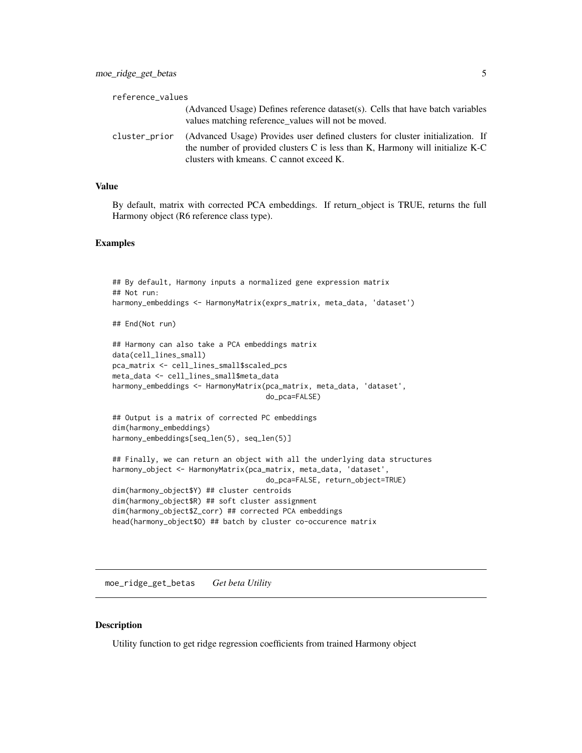reference_values
: (Advanced Usage) Defines reference dataset(s). Cells that have batch variables values matching reference_values will not be moved.

cluster_prior
: (Advanced Usage) Provides user defined clusters for cluster initialization. If the number of provided clusters C is less than K, Harmony will initialize K-C clusters with kmeans. C cannot exceed K.

### Value

By default, matrix with corrected PCA embeddings. If return_object is TRUE, returns the full Harmony object (R6 reference class type).

### Examples

```
## By default, Harmony inputs a normalized gene expression matrix
## Not run:
harmony_embeddings <- HarmonyMatrix(exprs_matrix, meta_data, 'dataset')

## End(Not run)

## Harmony can also take a PCA embeddings matrix
data(cell_lines_small)
pca_matrix <- cell_lines_small$scaled_pcs
meta_data <- cell_lines_small$meta_data
harmony_embeddings <- HarmonyMatrix(pca_matrix, meta_data, 'dataset',
                                    do_pca=FALSE)

## Output is a matrix of corrected PC embeddings
dim(harmony_embeddings)
harmony_embeddings[seq_len(5), seq_len(5)]

## Finally, we can return an object with all the underlying data structures
harmony_object <- HarmonyMatrix(pca_matrix, meta_data, 'dataset',
                                    do_pca=FALSE, return_object=TRUE)
dim(harmony_object$Y) ## cluster centroids
dim(harmony_object$R) ## soft cluster assignment
dim(harmony_object$Z_corr) ## corrected PCA embeddings
head(harmony_object$O) ## batch by cluster co-occurence matrix
```

---

## moe_ridge_get_betas *Get beta Utility*

### Description

Utility function to get ridge regression coefficients from trained Harmony object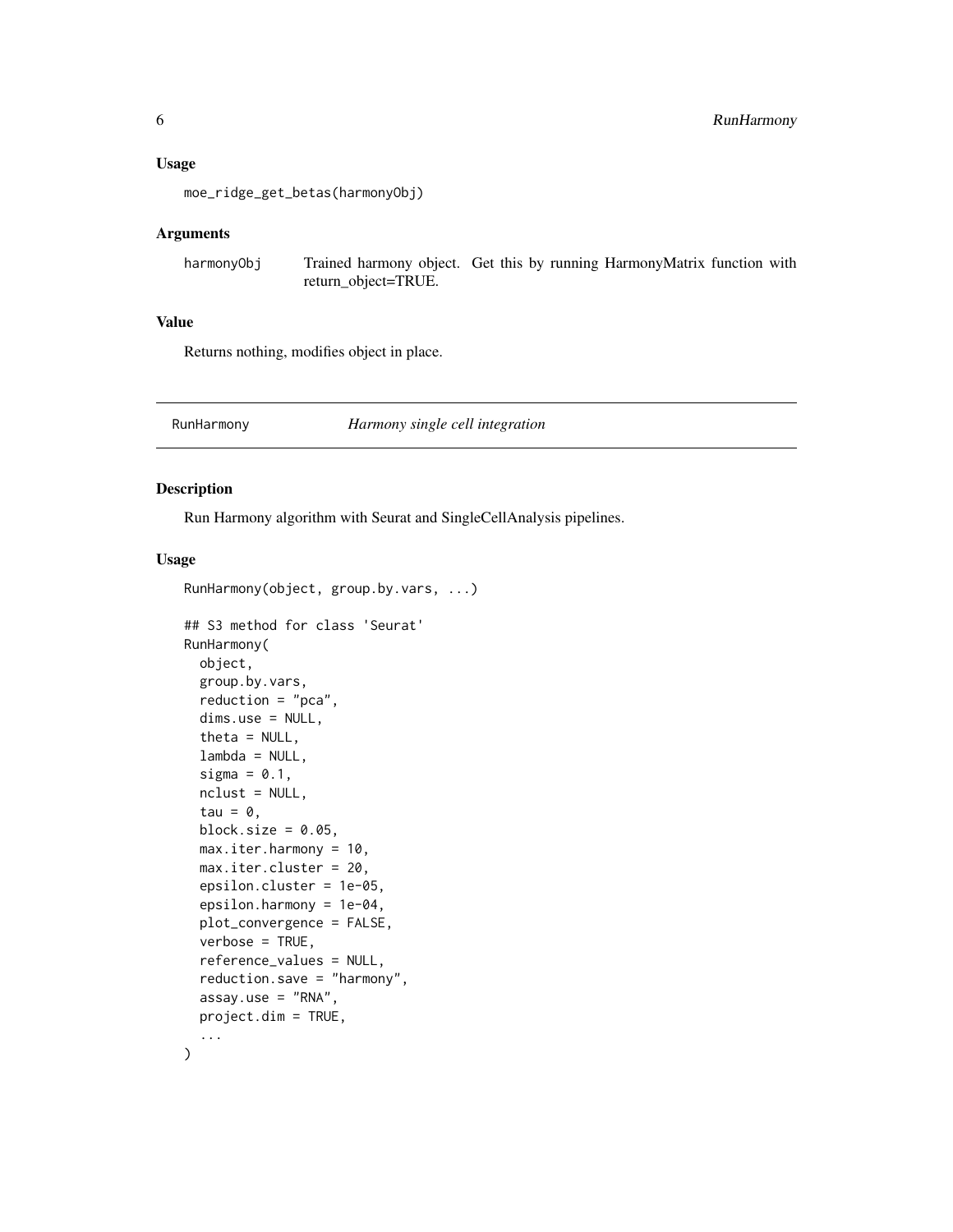## Usage

```
moe_ridge_get_betas(harmonyObj)
```

## Arguments

| | |
|---|---|
| harmonyObj | Trained harmony object. Get this by running HarmonyMatrix function with return_object=TRUE. |

## Value

Returns nothing, modifies object in place.

---

# RunHarmony — *Harmony single cell integration*

## Description

Run Harmony algorithm with Seurat and SingleCellAnalysis pipelines.

## Usage

```
RunHarmony(object, group.by.vars, ...)

## S3 method for class 'Seurat'
RunHarmony(
  object,
  group.by.vars,
  reduction = "pca",
  dims.use = NULL,
  theta = NULL,
  lambda = NULL,
  sigma = 0.1,
  nclust = NULL,
  tau = 0,
  block.size = 0.05,
  max.iter.harmony = 10,
  max.iter.cluster = 20,
  epsilon.cluster = 1e-05,
  epsilon.harmony = 1e-04,
  plot_convergence = FALSE,
  verbose = TRUE,
  reference_values = NULL,
  reduction.save = "harmony",
  assay.use = "RNA",
  project.dim = TRUE,
  ...
)
```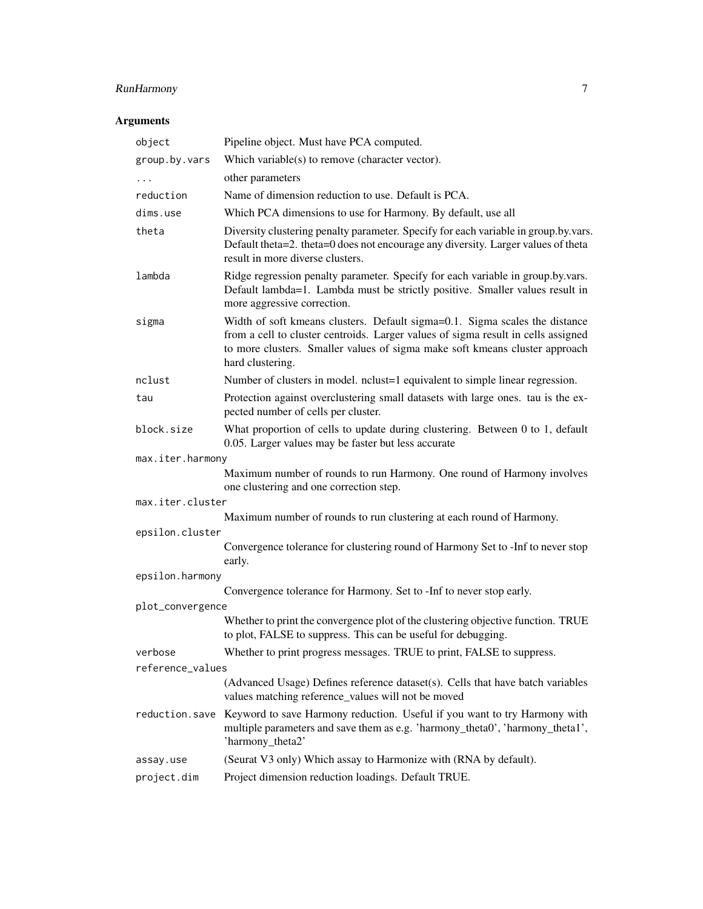## Arguments

| Argument | Description |
| --- | --- |
| object | Pipeline object. Must have PCA computed. |
| group.by.vars | Which variable(s) to remove (character vector). |
| ... | other parameters |
| reduction | Name of dimension reduction to use. Default is PCA. |
| dims.use | Which PCA dimensions to use for Harmony. By default, use all |
| theta | Diversity clustering penalty parameter. Specify for each variable in group.by.vars. Default theta=2. theta=0 does not encourage any diversity. Larger values of theta result in more diverse clusters. |
| lambda | Ridge regression penalty parameter. Specify for each variable in group.by.vars. Default lambda=1. Lambda must be strictly positive. Smaller values result in more aggressive correction. |
| sigma | Width of soft kmeans clusters. Default sigma=0.1. Sigma scales the distance from a cell to cluster centroids. Larger values of sigma result in cells assigned to more clusters. Smaller values of sigma make soft kmeans cluster approach hard clustering. |
| nclust | Number of clusters in model. nclust=1 equivalent to simple linear regression. |
| tau | Protection against overclustering small datasets with large ones. tau is the expected number of cells per cluster. |
| block.size | What proportion of cells to update during clustering. Between 0 to 1, default 0.05. Larger values may be faster but less accurate |
| max.iter.harmony | Maximum number of rounds to run Harmony. One round of Harmony involves one clustering and one correction step. |
| max.iter.cluster | Maximum number of rounds to run clustering at each round of Harmony. |
| epsilon.cluster | Convergence tolerance for clustering round of Harmony Set to -Inf to never stop early. |
| epsilon.harmony | Convergence tolerance for Harmony. Set to -Inf to never stop early. |
| plot_convergence | Whether to print the convergence plot of the clustering objective function. TRUE to plot, FALSE to suppress. This can be useful for debugging. |
| verbose | Whether to print progress messages. TRUE to print, FALSE to suppress. |
| reference_values | (Advanced Usage) Defines reference dataset(s). Cells that have batch variables values matching reference_values will not be moved |
| reduction.save | Keyword to save Harmony reduction. Useful if you want to try Harmony with multiple parameters and save them as e.g. 'harmony_theta0', 'harmony_theta1', 'harmony_theta2' |
| assay.use | (Seurat V3 only) Which assay to Harmonize with (RNA by default). |
| project.dim | Project dimension reduction loadings. Default TRUE. |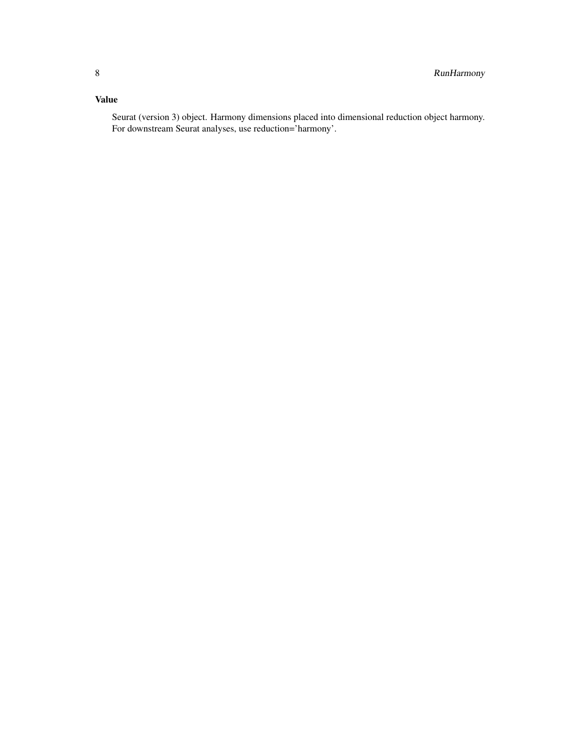### Value

Seurat (version 3) object. Harmony dimensions placed into dimensional reduction object harmony. For downstream Seurat analyses, use reduction='harmony'.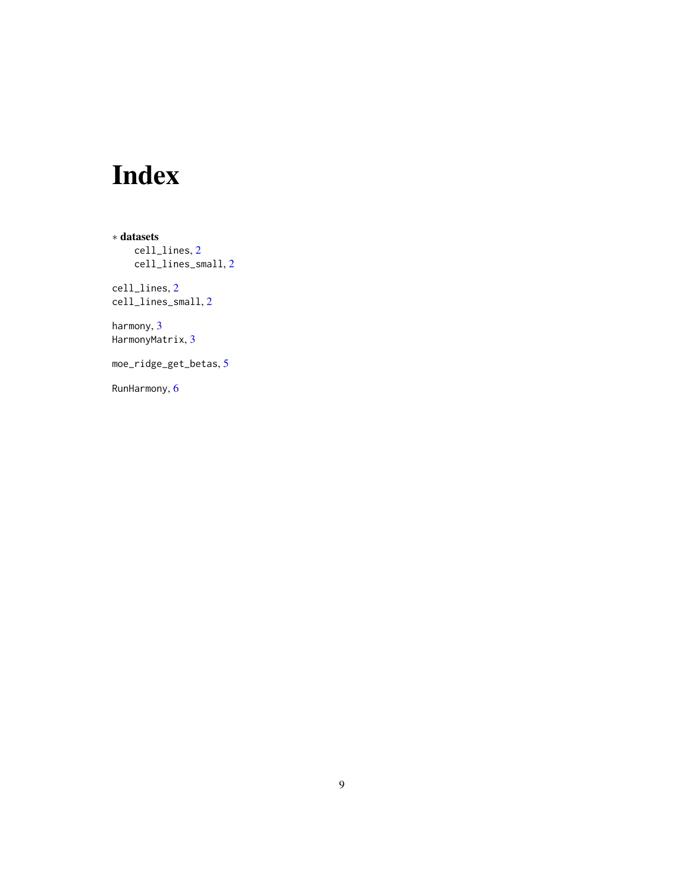# Index

∗ **datasets**
    cell_lines, 2
    cell_lines_small, 2

cell_lines, 2
cell_lines_small, 2

harmony, 3
HarmonyMatrix, 3

moe_ridge_get_betas, 5

RunHarmony, 6